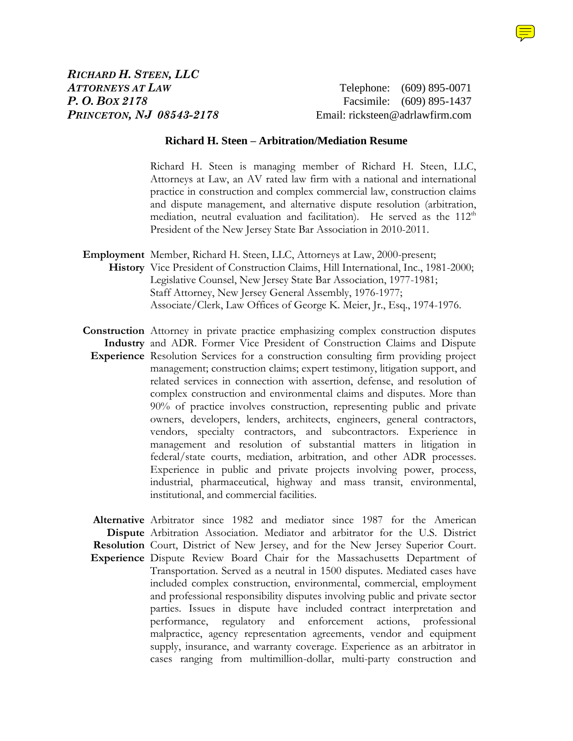***RICHARD H. STEEN, LLC***
***ATTORNEYS AT LAW***
***P. O. BOX 2178***
***PRINCETON, NJ 08543-2178***

Telephone: (609) 895-0071
Facsimile: (609) 895-1437
Email: ricksteen@adrlawfirm.com

## Richard H. Steen – Arbitration/Mediation Resume

Richard H. Steen is managing member of Richard H. Steen, LLC, Attorneys at Law, an AV rated law firm with a national and international practice in construction and complex commercial law, construction claims and dispute management, and alternative dispute resolution (arbitration, mediation, neutral evaluation and facilitation). He served as the 112th President of the New Jersey State Bar Association in 2010-2011.

**Employment History**

Member, Richard H. Steen, LLC, Attorneys at Law, 2000-present;
Vice President of Construction Claims, Hill International, Inc., 1981-2000;
Legislative Counsel, New Jersey State Bar Association, 1977-1981;
Staff Attorney, New Jersey General Assembly, 1976-1977;
Associate/Clerk, Law Offices of George K. Meier, Jr., Esq., 1974-1976.

**Construction Industry Experience**

Attorney in private practice emphasizing complex construction disputes and ADR. Former Vice President of Construction Claims and Dispute Resolution Services for a construction consulting firm providing project management; construction claims; expert testimony, litigation support, and related services in connection with assertion, defense, and resolution of complex construction and environmental claims and disputes. More than 90% of practice involves construction, representing public and private owners, developers, lenders, architects, engineers, general contractors, vendors, specialty contractors, and subcontractors. Experience in management and resolution of substantial matters in litigation in federal/state courts, mediation, arbitration, and other ADR processes. Experience in public and private projects involving power, process, industrial, pharmaceutical, highway and mass transit, environmental, institutional, and commercial facilities.

**Alternative Dispute Resolution Experience**

Arbitrator since 1982 and mediator since 1987 for the American Arbitration Association. Mediator and arbitrator for the U.S. District Court, District of New Jersey, and for the New Jersey Superior Court. Dispute Review Board Chair for the Massachusetts Department of Transportation. Served as a neutral in 1500 disputes. Mediated cases have included complex construction, environmental, commercial, employment and professional responsibility disputes involving public and private sector parties. Issues in dispute have included contract interpretation and performance, regulatory and enforcement actions, professional malpractice, agency representation agreements, vendor and equipment supply, insurance, and warranty coverage. Experience as an arbitrator in cases ranging from multimillion-dollar, multi-party construction and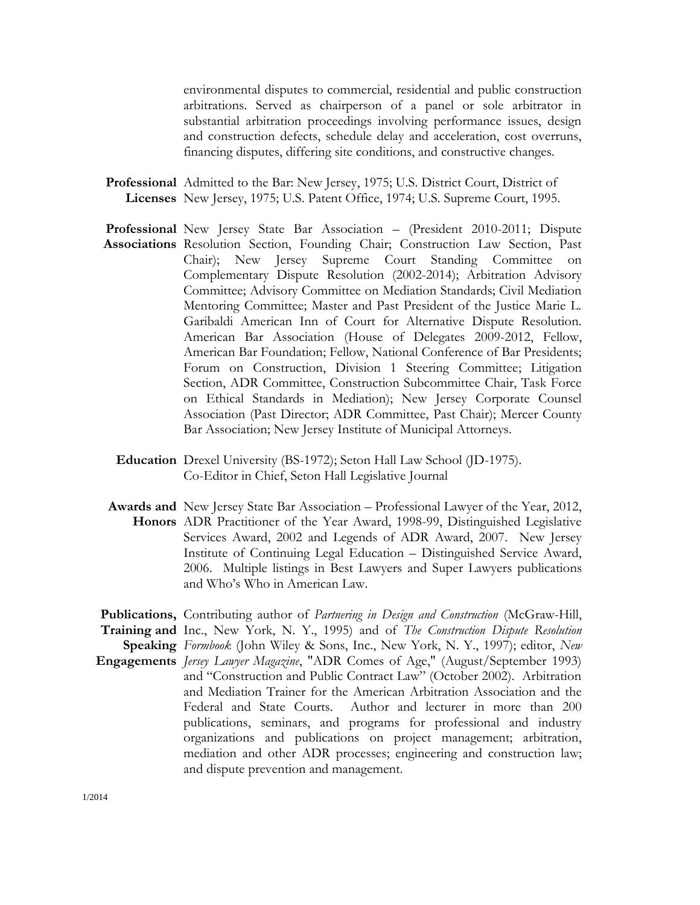environmental disputes to commercial, residential and public construction arbitrations. Served as chairperson of a panel or sole arbitrator in substantial arbitration proceedings involving performance issues, design and construction defects, schedule delay and acceleration, cost overruns, financing disputes, differing site conditions, and constructive changes.

**Professional Licenses** Admitted to the Bar: New Jersey, 1975; U.S. District Court, District of New Jersey, 1975; U.S. Patent Office, 1974; U.S. Supreme Court, 1995.

**Professional Associations** New Jersey State Bar Association – (President 2010-2011; Dispute Resolution Section, Founding Chair; Construction Law Section, Past Chair); New Jersey Supreme Court Standing Committee on Complementary Dispute Resolution (2002-2014); Arbitration Advisory Committee; Advisory Committee on Mediation Standards; Civil Mediation Mentoring Committee; Master and Past President of the Justice Marie L. Garibaldi American Inn of Court for Alternative Dispute Resolution. American Bar Association (House of Delegates 2009-2012, Fellow, American Bar Foundation; Fellow, National Conference of Bar Presidents; Forum on Construction, Division 1 Steering Committee; Litigation Section, ADR Committee, Construction Subcommittee Chair, Task Force on Ethical Standards in Mediation); New Jersey Corporate Counsel Association (Past Director; ADR Committee, Past Chair); Mercer County Bar Association; New Jersey Institute of Municipal Attorneys.

**Education** Drexel University (BS-1972); Seton Hall Law School (JD-1975). Co-Editor in Chief, Seton Hall Legislative Journal

**Awards and Honors** New Jersey State Bar Association – Professional Lawyer of the Year, 2012, ADR Practitioner of the Year Award, 1998-99, Distinguished Legislative Services Award, 2002 and Legends of ADR Award, 2007. New Jersey Institute of Continuing Legal Education – Distinguished Service Award, 2006. Multiple listings in Best Lawyers and Super Lawyers publications and Who's Who in American Law.

**Publications, Training and Speaking Engagements** Contributing author of *Partnering in Design and Construction* (McGraw-Hill, Inc., New York, N. Y., 1995) and of *The Construction Dispute Resolution Formbook* (John Wiley & Sons, Inc., New York, N. Y., 1997); editor, *New Jersey Lawyer Magazine*, "ADR Comes of Age," (August/September 1993) and "Construction and Public Contract Law" (October 2002). Arbitration and Mediation Trainer for the American Arbitration Association and the Federal and State Courts. Author and lecturer in more than 200 publications, seminars, and programs for professional and industry organizations and publications on project management; arbitration, mediation and other ADR processes; engineering and construction law; and dispute prevention and management.

1/2014